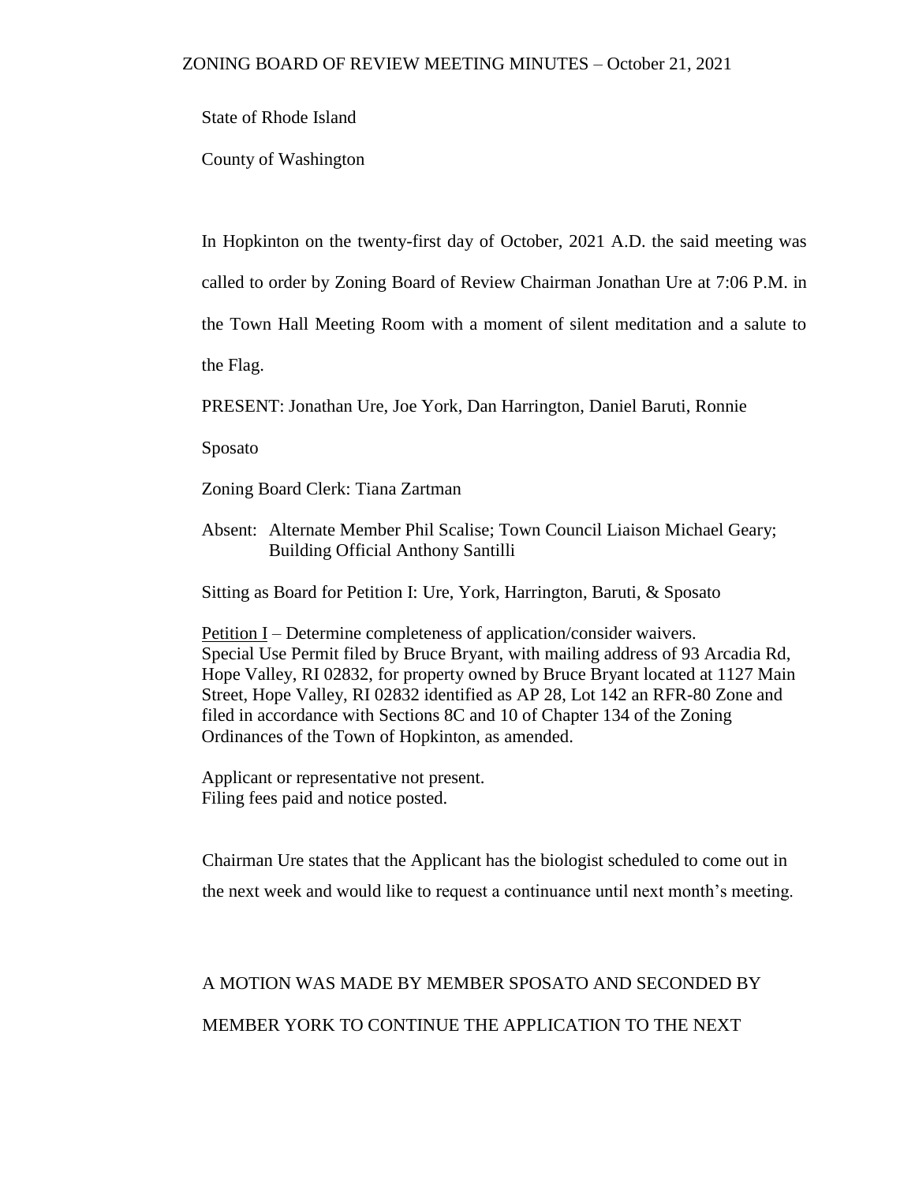# ZONING BOARD OF REVIEW MEETING MINUTES – October 21, 2021

State of Rhode Island

County of Washington

In Hopkinton on the twenty-first day of October, 2021 A.D. the said meeting was called to order by Zoning Board of Review Chairman Jonathan Ure at 7:06 P.M. in the Town Hall Meeting Room with a moment of silent meditation and a salute to the Flag.

PRESENT: Jonathan Ure, Joe York, Dan Harrington, Daniel Baruti, Ronnie Sposato

Zoning Board Clerk: Tiana Zartman

Absent: Alternate Member Phil Scalise; Town Council Liaison Michael Geary; Building Official Anthony Santilli

Sitting as Board for Petition I: Ure, York, Harrington, Baruti, & Sposato

Petition I – Determine completeness of application/consider waivers.
Special Use Permit filed by Bruce Bryant, with mailing address of 93 Arcadia Rd, Hope Valley, RI 02832, for property owned by Bruce Bryant located at 1127 Main Street, Hope Valley, RI 02832 identified as AP 28, Lot 142 an RFR-80 Zone and filed in accordance with Sections 8C and 10 of Chapter 134 of the Zoning Ordinances of the Town of Hopkinton, as amended.

Applicant or representative not present.
Filing fees paid and notice posted.

Chairman Ure states that the Applicant has the biologist scheduled to come out in the next week and would like to request a continuance until next month's meeting.

A MOTION WAS MADE BY MEMBER SPOSATO AND SECONDED BY MEMBER YORK TO CONTINUE THE APPLICATION TO THE NEXT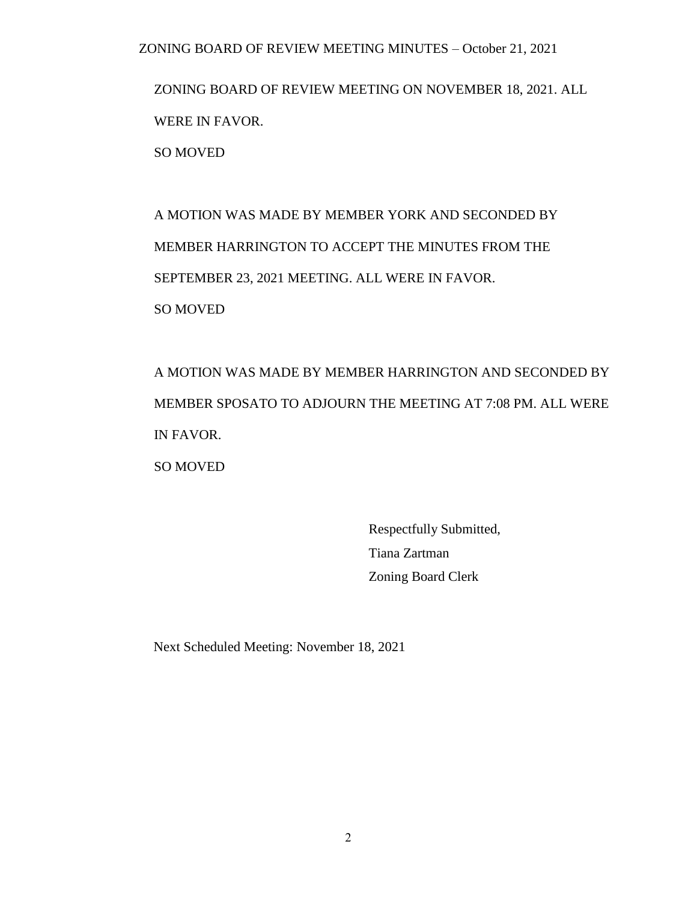ZONING BOARD OF REVIEW MEETING ON NOVEMBER 18, 2021. ALL WERE IN FAVOR.

SO MOVED

A MOTION WAS MADE BY MEMBER YORK AND SECONDED BY MEMBER HARRINGTON TO ACCEPT THE MINUTES FROM THE SEPTEMBER 23, 2021 MEETING. ALL WERE IN FAVOR.

SO MOVED

A MOTION WAS MADE BY MEMBER HARRINGTON AND SECONDED BY MEMBER SPOSATO TO ADJOURN THE MEETING AT 7:08 PM. ALL WERE IN FAVOR.

SO MOVED

Respectfully Submitted,
Tiana Zartman
Zoning Board Clerk

Next Scheduled Meeting: November 18, 2021